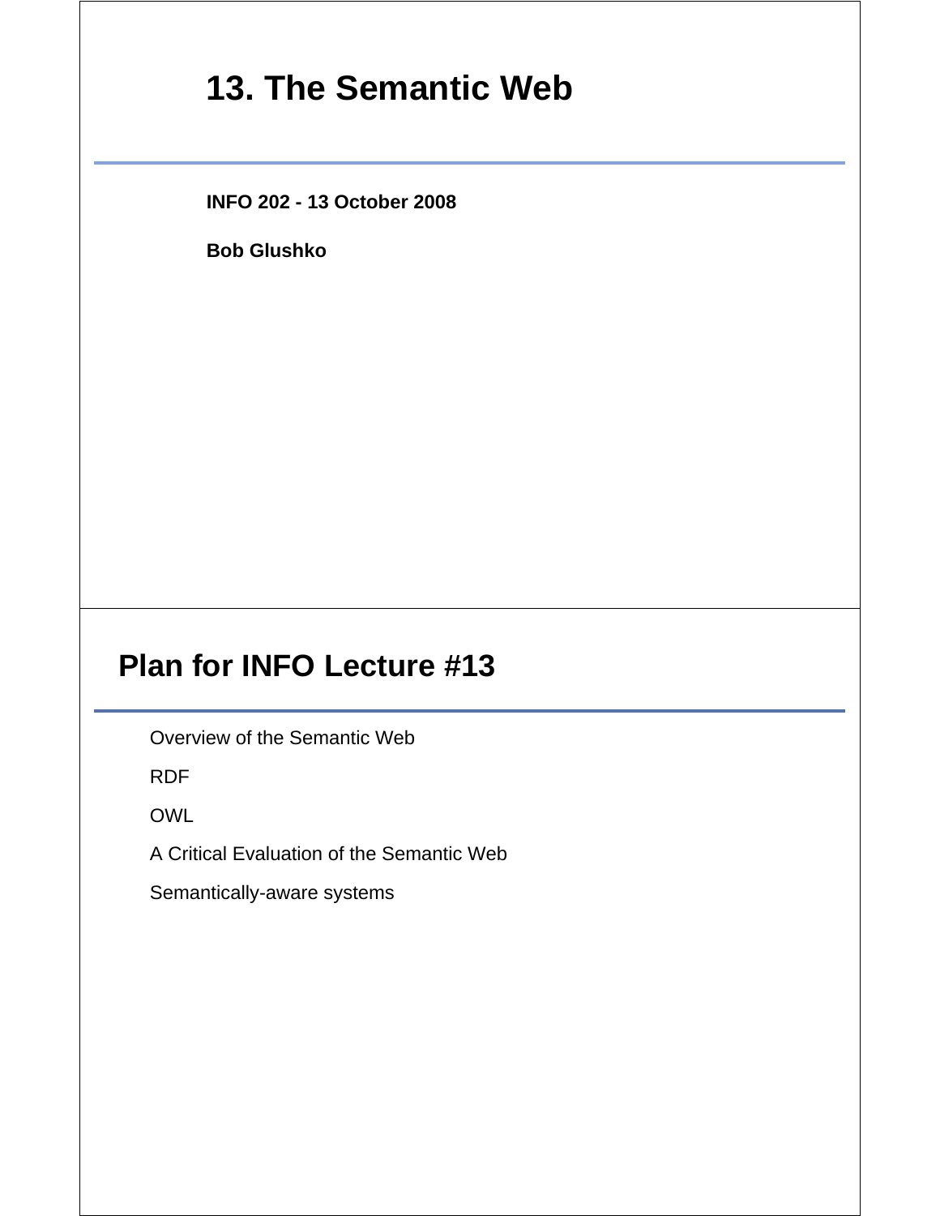# 13. The Semantic Web

**INFO 202 - 13 October 2008**

**Bob Glushko**

## Plan for INFO Lecture #13

Overview of the Semantic Web

RDF

OWL

A Critical Evaluation of the Semantic Web

Semantically-aware systems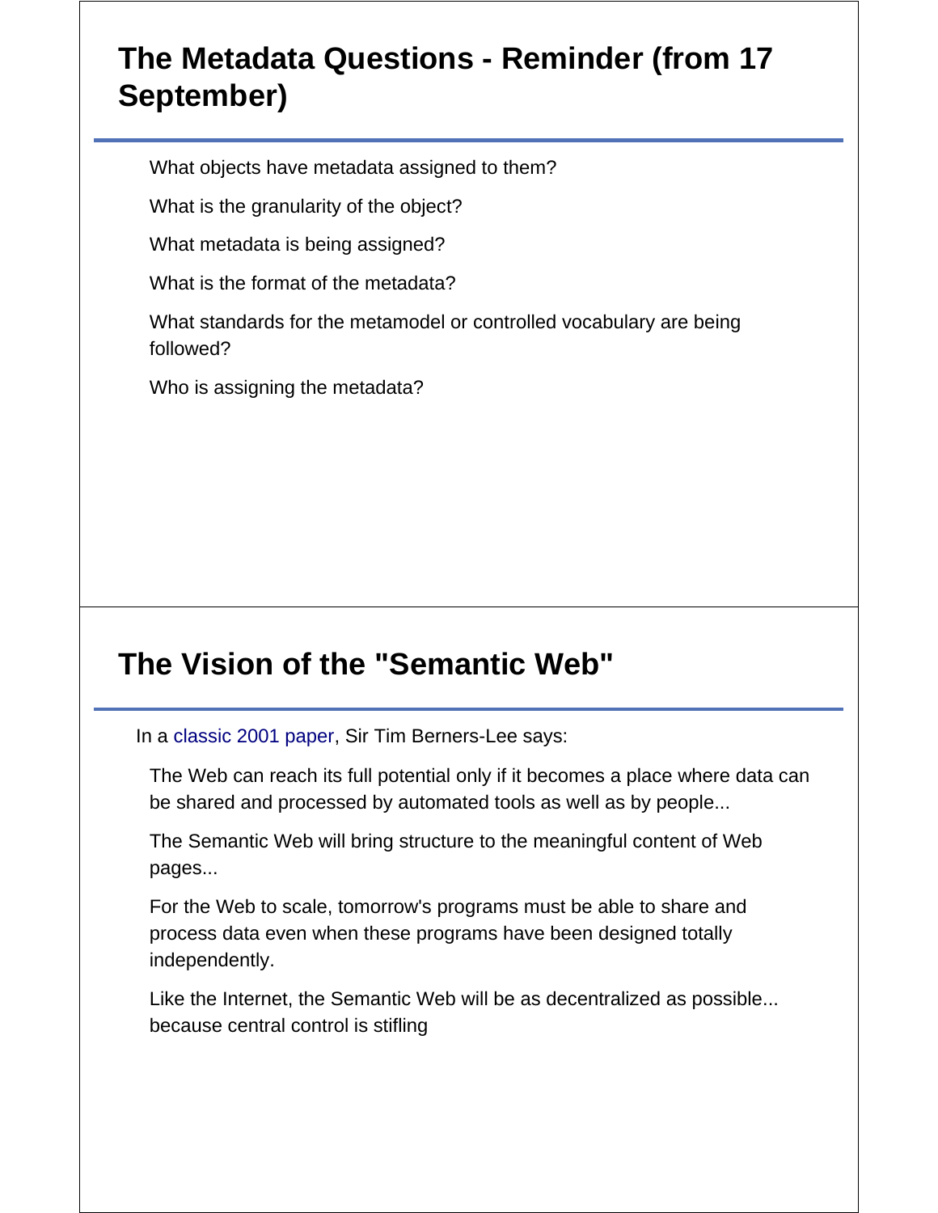## The Metadata Questions - Reminder (from 17 September)

What objects have metadata assigned to them?

What is the granularity of the object?

What metadata is being assigned?

What is the format of the metadata?

What standards for the metamodel or controlled vocabulary are being followed?

Who is assigning the metadata?

## The Vision of the "Semantic Web"

In a classic 2001 paper, Sir Tim Berners-Lee says:

> The Web can reach its full potential only if it becomes a place where data can be shared and processed by automated tools as well as by people...
>
> The Semantic Web will bring structure to the meaningful content of Web pages...
>
> For the Web to scale, tomorrow's programs must be able to share and process data even when these programs have been designed totally independently.
>
> Like the Internet, the Semantic Web will be as decentralized as possible... because central control is stifling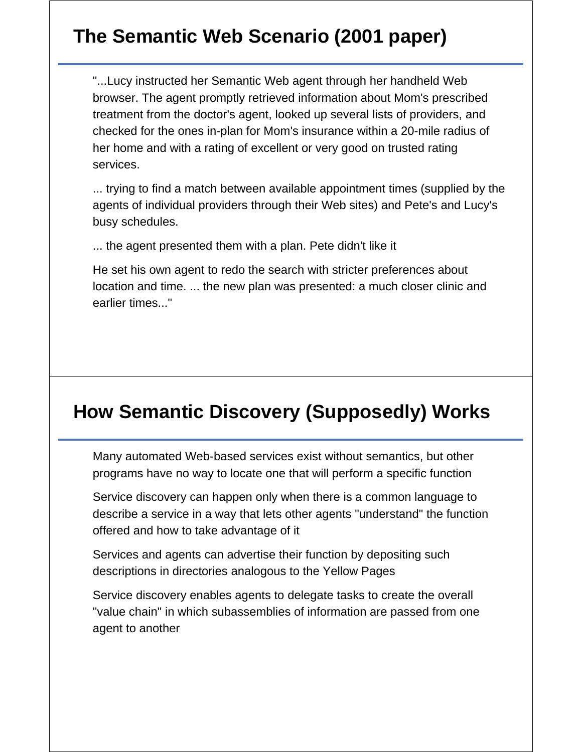## The Semantic Web Scenario (2001 paper)

"...Lucy instructed her Semantic Web agent through her handheld Web browser. The agent promptly retrieved information about Mom's prescribed treatment from the doctor's agent, looked up several lists of providers, and checked for the ones in-plan for Mom's insurance within a 20-mile radius of her home and with a rating of excellent or very good on trusted rating services.

... trying to find a match between available appointment times (supplied by the agents of individual providers through their Web sites) and Pete's and Lucy's busy schedules.

... the agent presented them with a plan. Pete didn't like it

He set his own agent to redo the search with stricter preferences about location and time. ... the new plan was presented: a much closer clinic and earlier times..."

## How Semantic Discovery (Supposedly) Works

Many automated Web-based services exist without semantics, but other programs have no way to locate one that will perform a specific function

Service discovery can happen only when there is a common language to describe a service in a way that lets other agents "understand" the function offered and how to take advantage of it

Services and agents can advertise their function by depositing such descriptions in directories analogous to the Yellow Pages

Service discovery enables agents to delegate tasks to create the overall "value chain" in which subassemblies of information are passed from one agent to another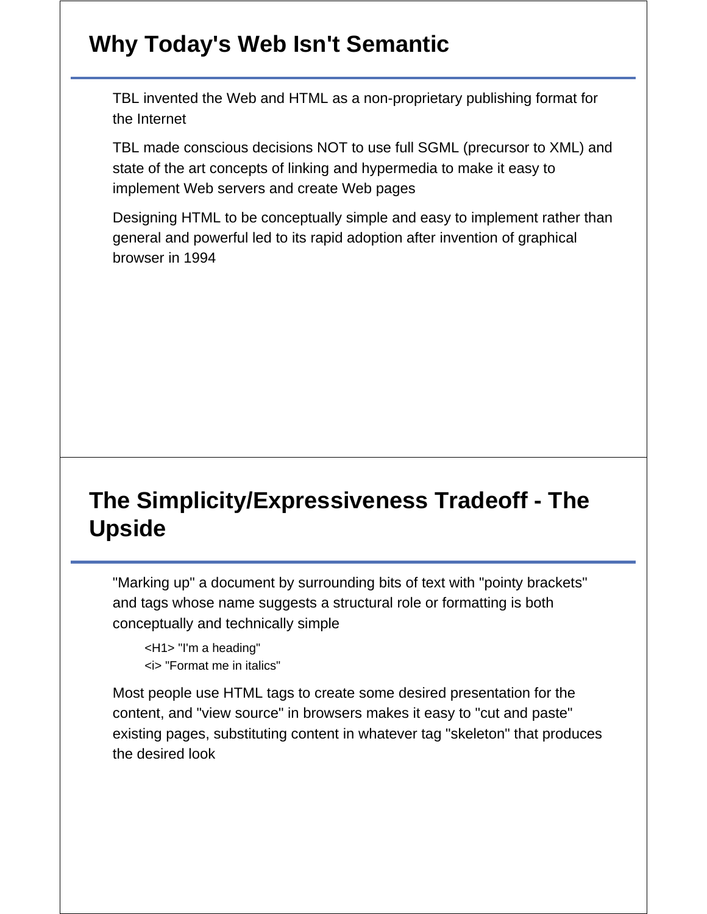## Why Today's Web Isn't Semantic

TBL invented the Web and HTML as a non-proprietary publishing format for the Internet

TBL made conscious decisions NOT to use full SGML (precursor to XML) and state of the art concepts of linking and hypermedia to make it easy to implement Web servers and create Web pages

Designing HTML to be conceptually simple and easy to implement rather than general and powerful led to its rapid adoption after invention of graphical browser in 1994

## The Simplicity/Expressiveness Tradeoff - The Upside

"Marking up" a document by surrounding bits of text with "pointy brackets" and tags whose name suggests a structural role or formatting is both conceptually and technically simple

<H1> "I'm a heading"
<i> "Format me in italics"

Most people use HTML tags to create some desired presentation for the content, and "view source" in browsers makes it easy to "cut and paste" existing pages, substituting content in whatever tag "skeleton" that produces the desired look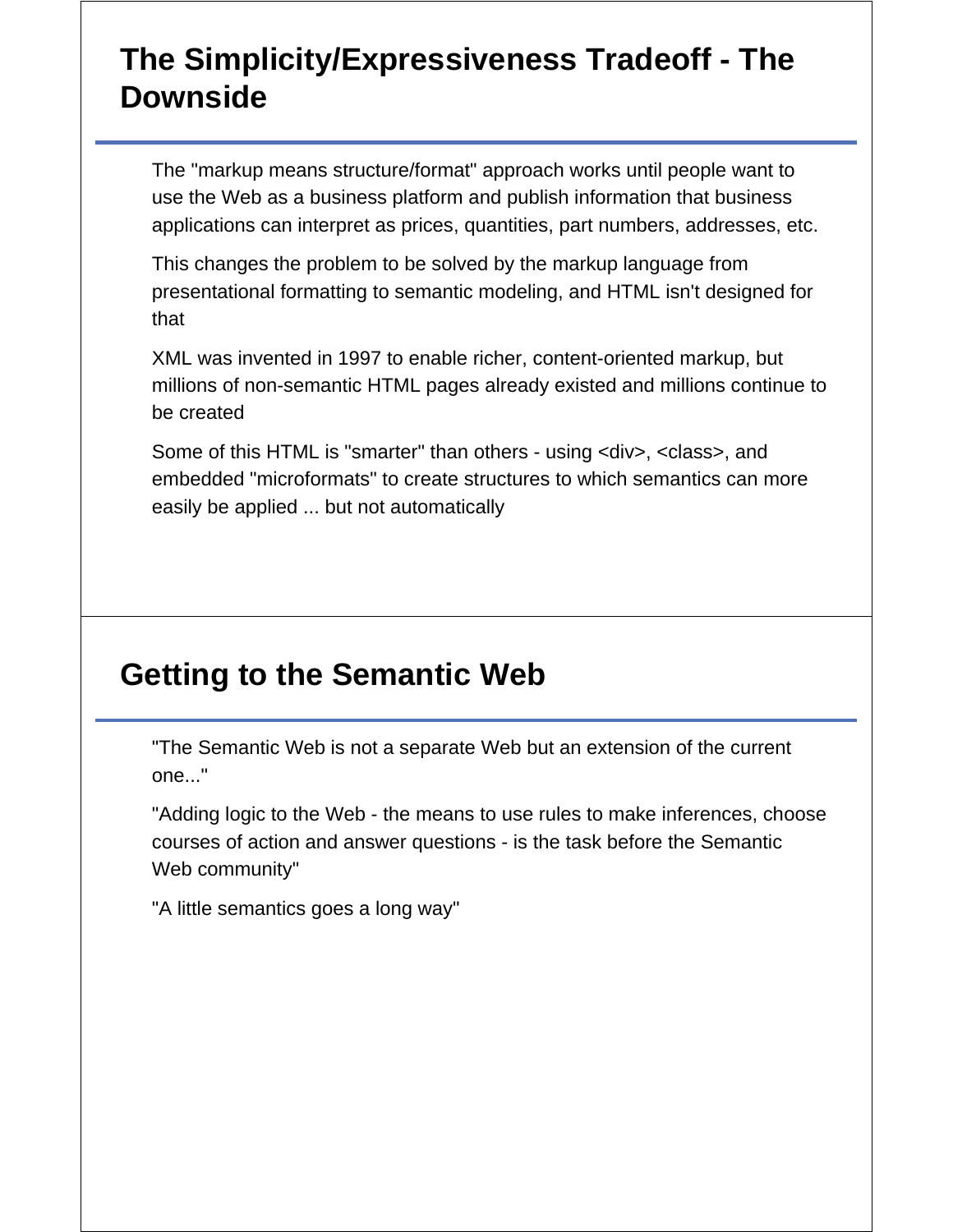## The Simplicity/Expressiveness Tradeoff - The Downside

The "markup means structure/format" approach works until people want to use the Web as a business platform and publish information that business applications can interpret as prices, quantities, part numbers, addresses, etc.

This changes the problem to be solved by the markup language from presentational formatting to semantic modeling, and HTML isn't designed for that

XML was invented in 1997 to enable richer, content-oriented markup, but millions of non-semantic HTML pages already existed and millions continue to be created

Some of this HTML is "smarter" than others - using <div>, <class>, and embedded "microformats" to create structures to which semantics can more easily be applied ... but not automatically

## Getting to the Semantic Web

"The Semantic Web is not a separate Web but an extension of the current one..."

"Adding logic to the Web - the means to use rules to make inferences, choose courses of action and answer questions - is the task before the Semantic Web community"

"A little semantics goes a long way"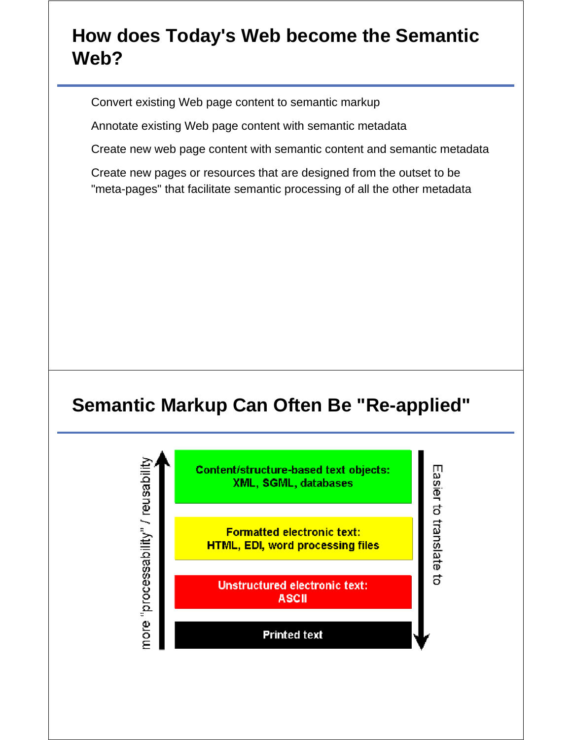## How does Today's Web become the Semantic Web?

Convert existing Web page content to semantic markup

Annotate existing Web page content with semantic metadata

Create new web page content with semantic content and semantic metadata

Create new pages or resources that are designed from the outset to be "meta-pages" that facilitate semantic processing of all the other metadata

## Semantic Markup Can Often Be "Re-applied"

more "processability" / reusability ↑

**Content/structure-based text objects: XML, SGML, databases**

**Formatted electronic text: HTML, EDI, word processing files**

**Unstructured electronic text: ASCII**

**Printed text**

↓ Easier to translate to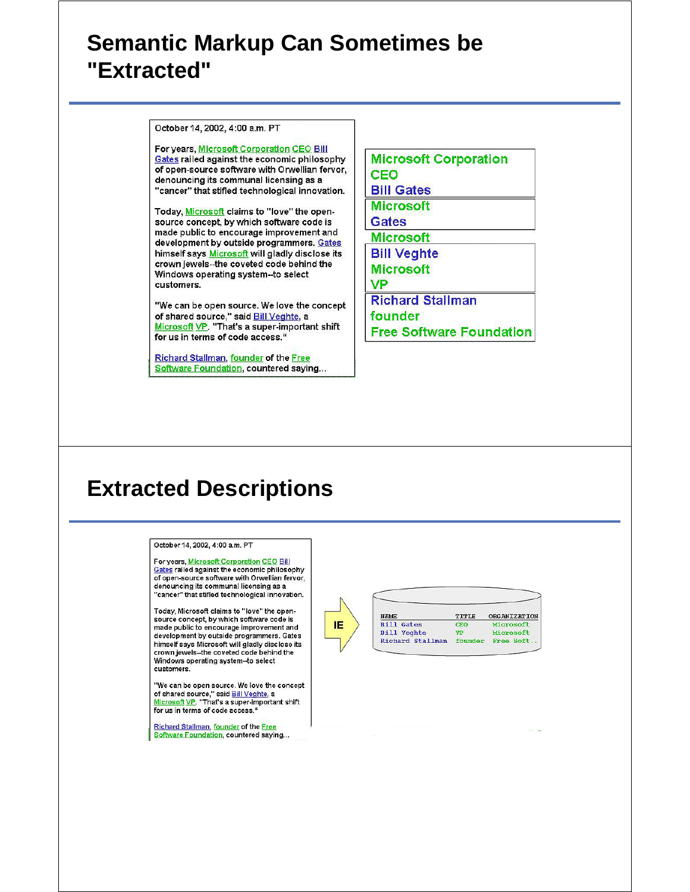# Semantic Markup Can Sometimes be "Extracted"

October 14, 2002, 4:00 a.m. PT

For years, Microsoft Corporation CEO Bill Gates railed against the economic philosophy of open-source software with Orwellian fervor, denouncing its communal licensing as a "cancer" that stifled technological innovation.

Today, Microsoft claims to "love" the open-source concept, by which software code is made public to encourage improvement and development by outside programmers. Gates himself says Microsoft will gladly disclose its crown jewels--the coveted code behind the Windows operating system--to select customers.

"We can be open source. We love the concept of shared source," said Bill Veghte, a Microsoft VP. "That's a super-important shift for us in terms of code access."

Richard Stallman, founder of the Free Software Foundation, countered saying...

Microsoft Corporation
CEO
Bill Gates

Microsoft
Gates

Microsoft

Bill Veghte
Microsoft
VP

Richard Stallman
founder
Free Software Foundation

# Extracted Descriptions

October 14, 2002, 4:00 a.m. PT

For years, Microsoft Corporation CEO Bill Gates railed against the economic philosophy of open-source software with Orwellian fervor, denouncing its communal licensing as a "cancer" that stifled technological innovation.

Today, Microsoft claims to "love" the open-source concept, by which software code is made public to encourage improvement and development by outside programmers. Gates himself says Microsoft will gladly disclose its crown jewels--the coveted code behind the Windows operating system--to select customers.

"We can be open source. We love the concept of shared source," said Bill Veghte, a Microsoft VP. "That's a super-important shift for us in terms of code access."

Richard Stallman, founder of the Free Software Foundation, countered saying...

IE

| NAME | TITLE | ORGANIZATION |
|---|---|---|
| Bill Gates | CEO | Microsoft |
| Bill Veghte | VP | Microsoft |
| Richard Stallman | founder | Free Soft.. |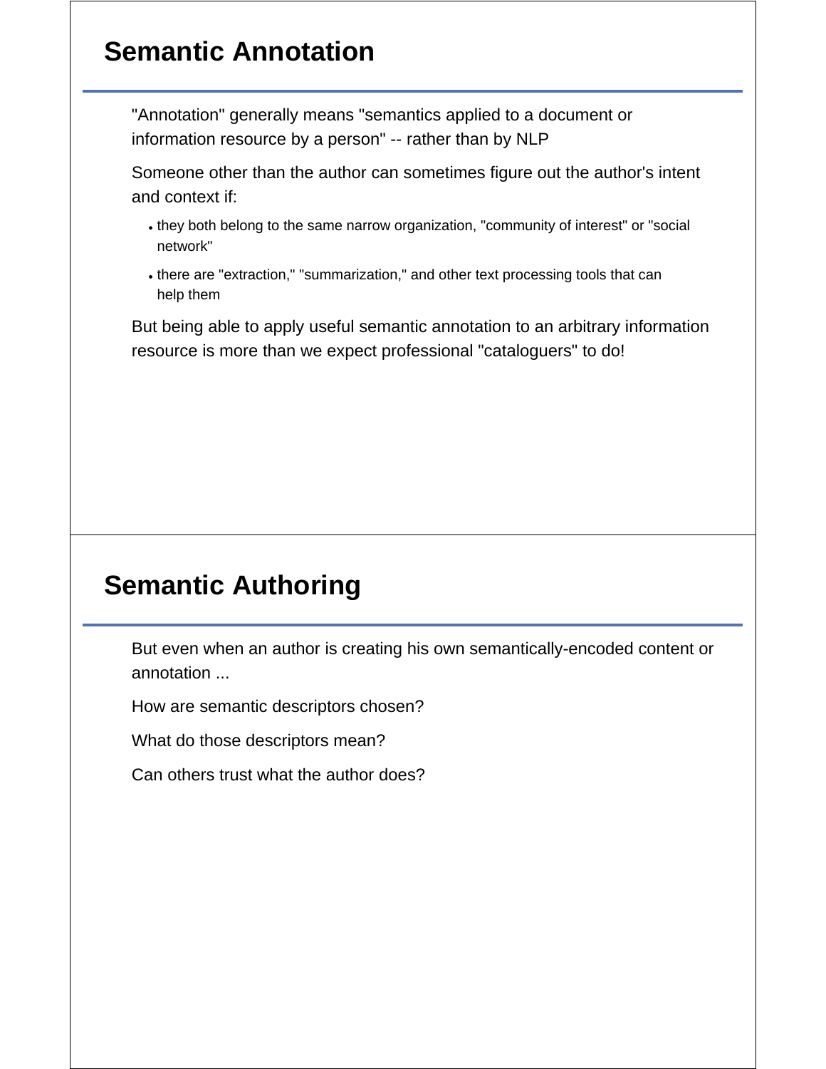## Semantic Annotation

"Annotation" generally means "semantics applied to a document or information resource by a person" -- rather than by NLP

Someone other than the author can sometimes figure out the author's intent and context if:

- they both belong to the same narrow organization, "community of interest" or "social network"
- there are "extraction," "summarization," and other text processing tools that can help them

But being able to apply useful semantic annotation to an arbitrary information resource is more than we expect professional "cataloguers" to do!

## Semantic Authoring

But even when an author is creating his own semantically-encoded content or annotation ...

How are semantic descriptors chosen?

What do those descriptors mean?

Can others trust what the author does?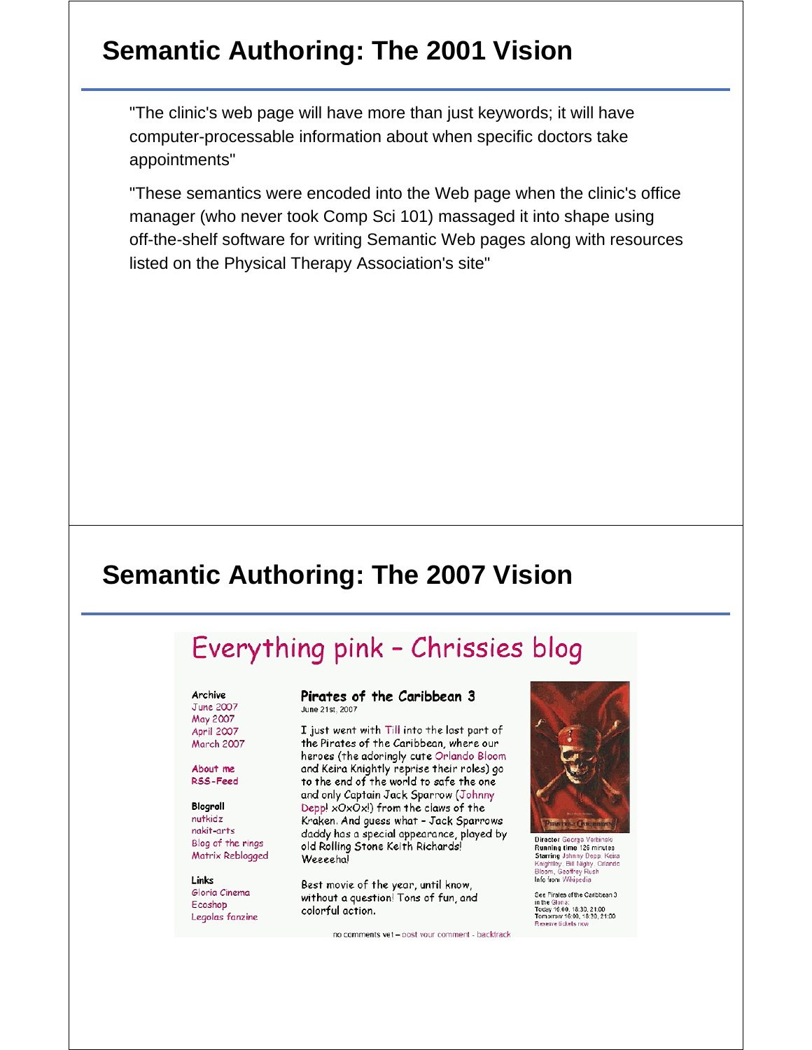# Semantic Authoring: The 2001 Vision

"The clinic's web page will have more than just keywords; it will have computer-processable information about when specific doctors take appointments"

"These semantics were encoded into the Web page when the clinic's office manager (who never took Comp Sci 101) massaged it into shape using off-the-shelf software for writing Semantic Web pages along with resources listed on the Physical Therapy Association's site"

# Semantic Authoring: The 2007 Vision

## Everything pink - Chrissies blog

**Archive**
June 2007
May 2007
April 2007
March 2007

About me
RSS-Feed

**Blogroll**
nutkidz
nakit-arts
Blog of the rings
Matrix Reblogged

**Links**
Gloria Cinema
Ecoshop
Legolas fanzine

### Pirates of the Caribbean 3

June 21st, 2007

I just went with Till into the last part of the Pirates of the Caribbean, where our heroes (the adoringly cute Orlando Bloom and Keira Knightly reprise their roles) go to the end of the world to safe the one and only Captain Jack Sparrow (Johnny Depp! xOxOx!) from the claws of the Kraken. And guess what - Jack Sparrows daddy has a special appearance, played by old Rolling Stone Keith Richards! Weeeeha!

Best movie of the year, until know, without a question! Tons of fun, and colorful action.

no comments yet – post your comment - backtrack

**Director** George Verbinski
**Running time** 126 minutes
**Starring** Johnny Depp, Keira Knightley, Bill Nighy, Orlando Bloom, Geoffrey Rush
Info from Wikipedia

See Pirates of the Caribbean 3 in the Gloria.
Today 16:00, 18:30, 21:00
Tomorrow 16:00, 18:30, 21:00
Reserve tickets now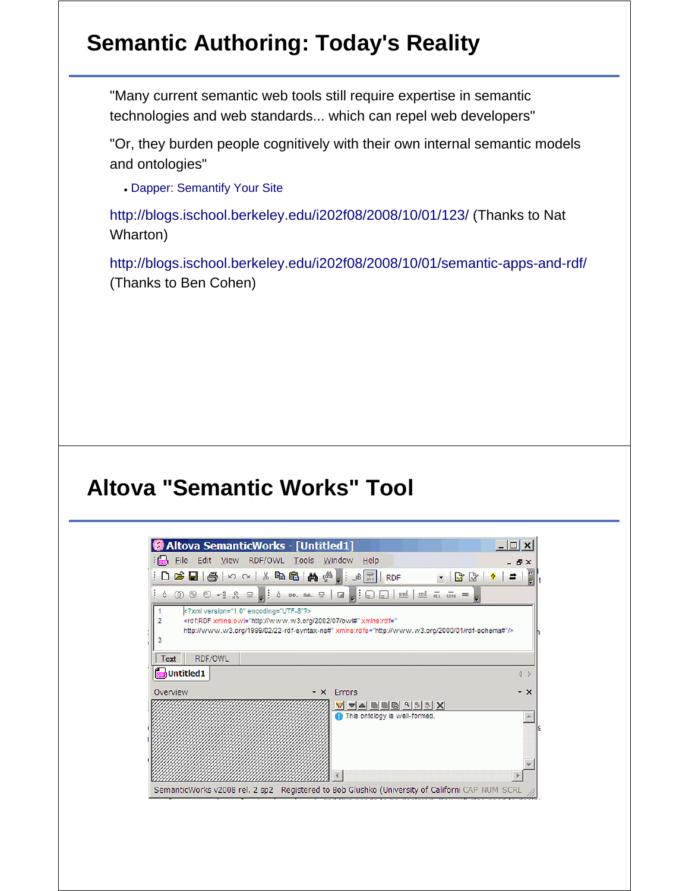# Semantic Authoring: Today's Reality

"Many current semantic web tools still require expertise in semantic technologies and web standards... which can repel web developers"

"Or, they burden people cognitively with their own internal semantic models and ontologies"

- Dapper: Semantify Your Site

http://blogs.ischool.berkeley.edu/i202f08/2008/10/01/123/ (Thanks to Nat Wharton)

http://blogs.ischool.berkeley.edu/i202f08/2008/10/01/semantic-apps-and-rdf/ (Thanks to Ben Cohen)

# Altova "Semantic Works" Tool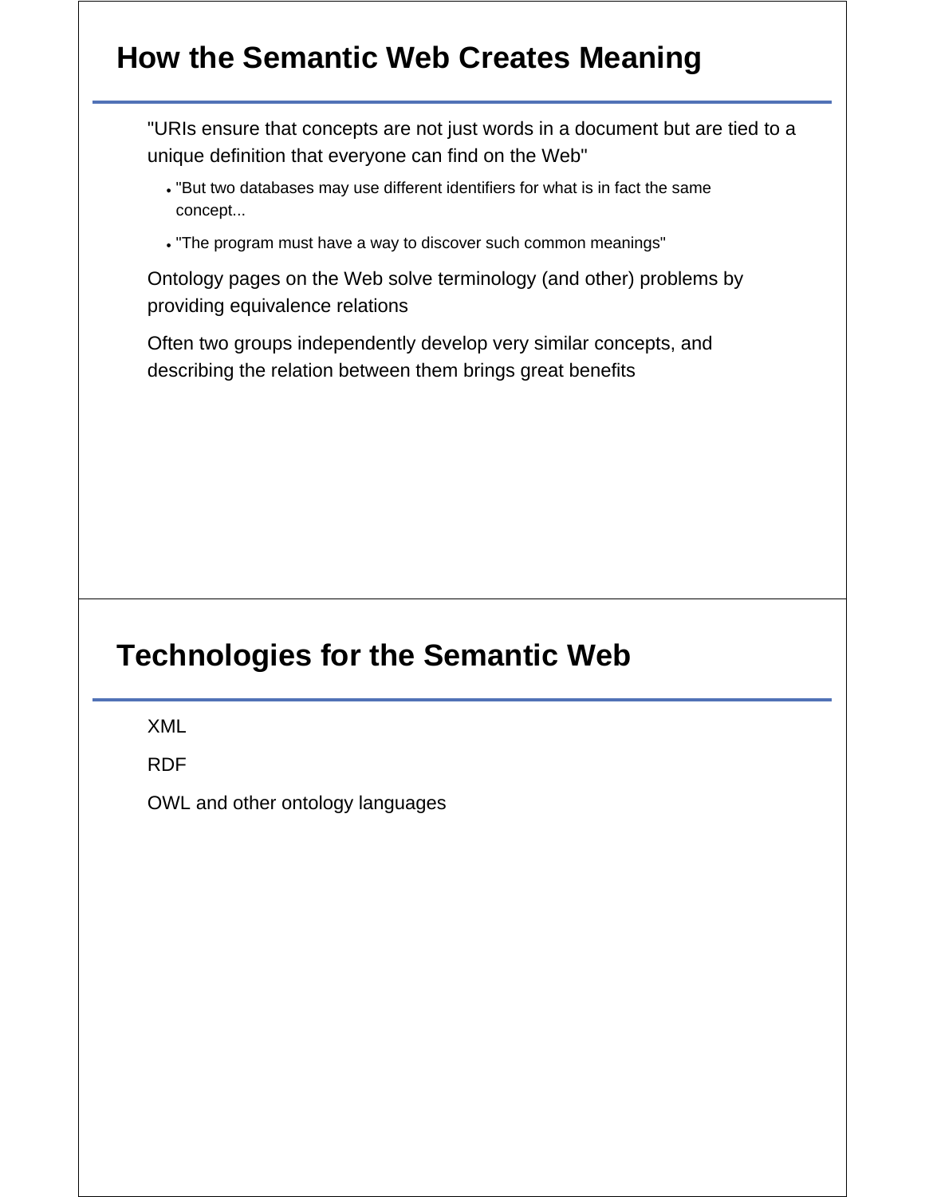## How the Semantic Web Creates Meaning

"URIs ensure that concepts are not just words in a document but are tied to a unique definition that everyone can find on the Web"

- "But two databases may use different identifiers for what is in fact the same concept...
- "The program must have a way to discover such common meanings"

Ontology pages on the Web solve terminology (and other) problems by providing equivalence relations

Often two groups independently develop very similar concepts, and describing the relation between them brings great benefits

## Technologies for the Semantic Web

XML

RDF

OWL and other ontology languages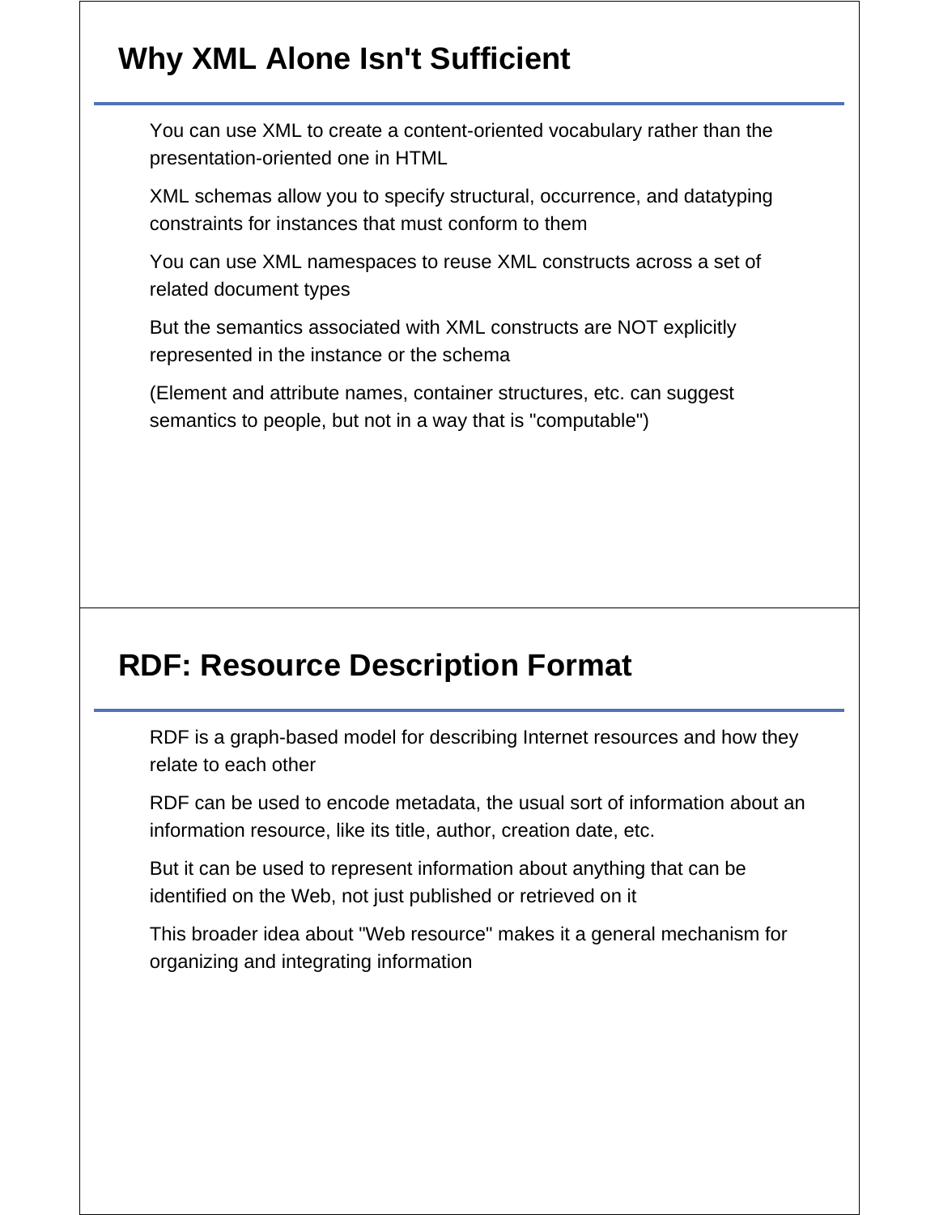## Why XML Alone Isn't Sufficient

You can use XML to create a content-oriented vocabulary rather than the presentation-oriented one in HTML

XML schemas allow you to specify structural, occurrence, and datatyping constraints for instances that must conform to them

You can use XML namespaces to reuse XML constructs across a set of related document types

But the semantics associated with XML constructs are NOT explicitly represented in the instance or the schema

(Element and attribute names, container structures, etc. can suggest semantics to people, but not in a way that is "computable")

## RDF: Resource Description Format

RDF is a graph-based model for describing Internet resources and how they relate to each other

RDF can be used to encode metadata, the usual sort of information about an information resource, like its title, author, creation date, etc.

But it can be used to represent information about anything that can be identified on the Web, not just published or retrieved on it

This broader idea about "Web resource" makes it a general mechanism for organizing and integrating information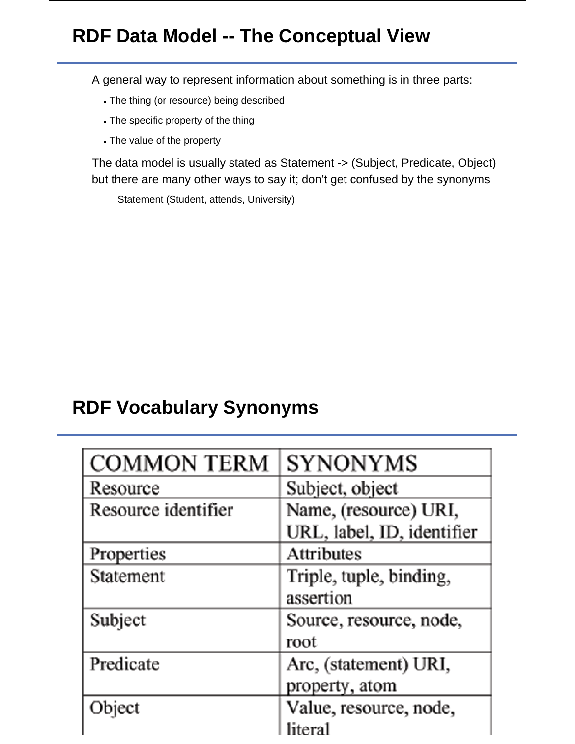## RDF Data Model -- The Conceptual View

A general way to represent information about something is in three parts:

- The thing (or resource) being described
- The specific property of the thing
- The value of the property

The data model is usually stated as Statement -> (Subject, Predicate, Object) but there are many other ways to say it; don't get confused by the synonyms

Statement (Student, attends, University)

## RDF Vocabulary Synonyms

| COMMON TERM | SYNONYMS |
|---|---|
| Resource | Subject, object |
| Resource identifier | Name, (resource) URI, URL, label, ID, identifier |
| Properties | Attributes |
| Statement | Triple, tuple, binding, assertion |
| Subject | Source, resource, node, root |
| Predicate | Arc, (statement) URI, property, atom |
| Object | Value, resource, node, literal |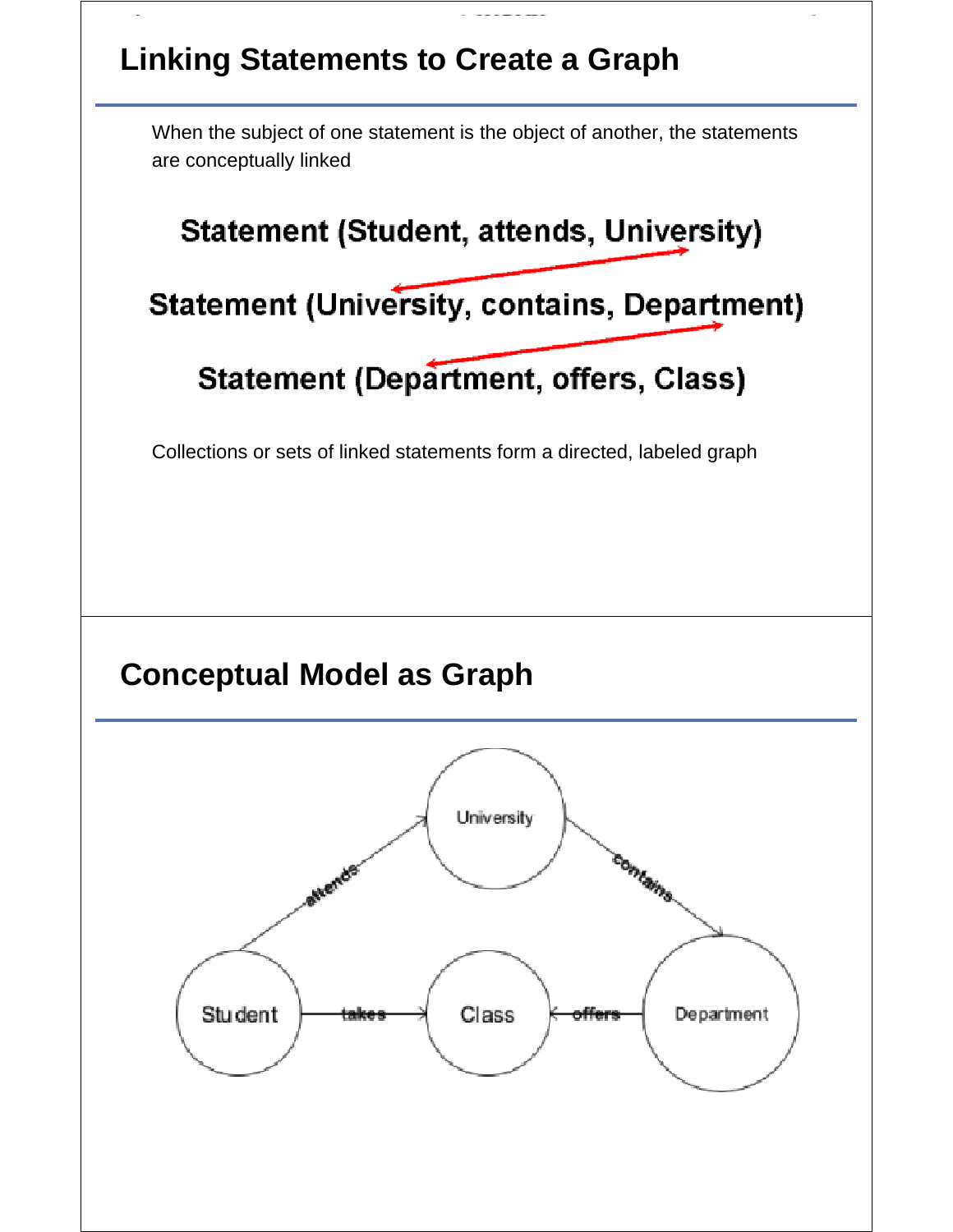## Linking Statements to Create a Graph

When the subject of one statement is the object of another, the statements are conceptually linked

**Statement (Student, attends, University)**

**Statement (University, contains, Department)**

**Statement (Department, offers, Class)**

Collections or sets of linked statements form a directed, labeled graph

## Conceptual Model as Graph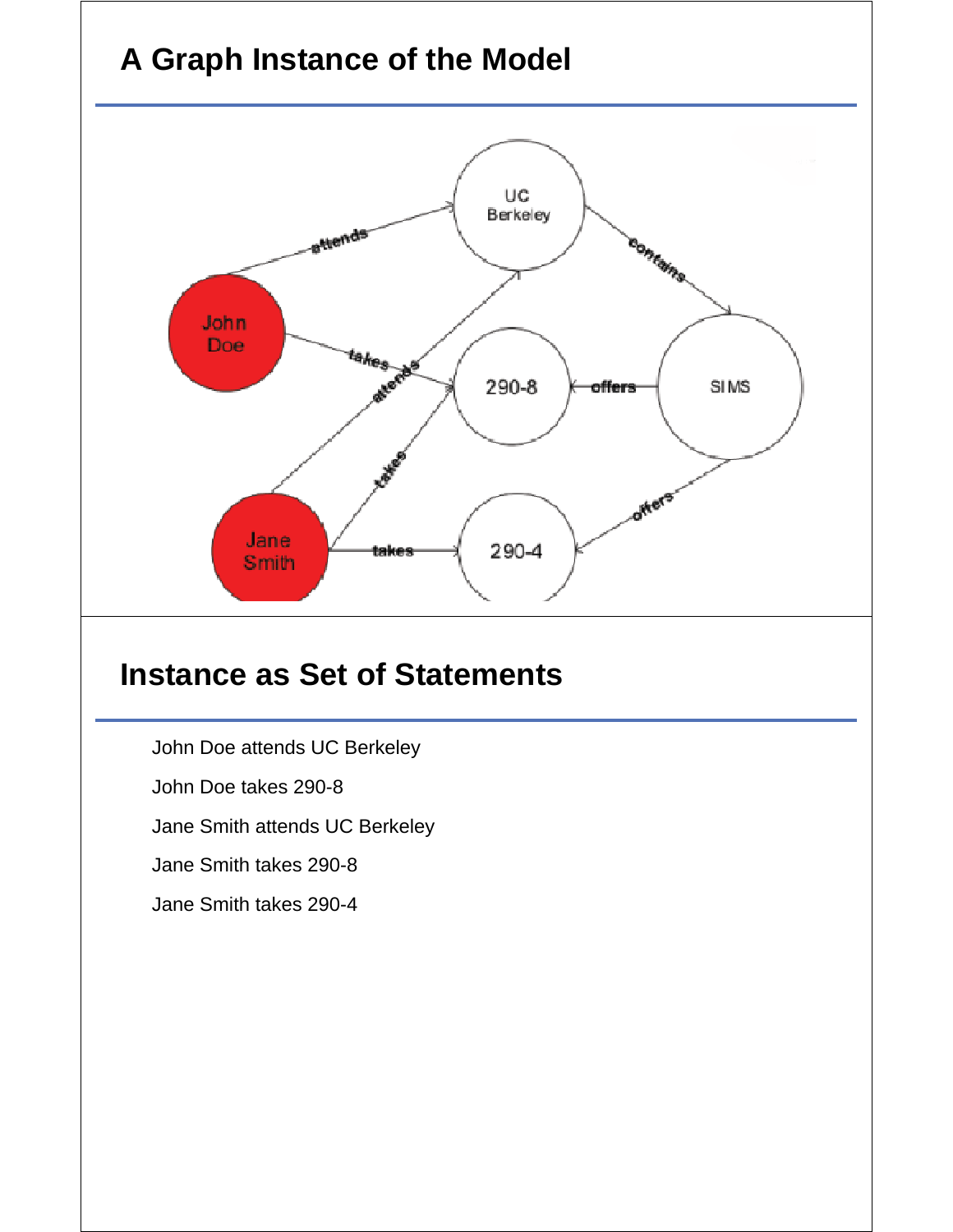## A Graph Instance of the Model

## Instance as Set of Statements

John Doe attends UC Berkeley

John Doe takes 290-8

Jane Smith attends UC Berkeley

Jane Smith takes 290-8

Jane Smith takes 290-4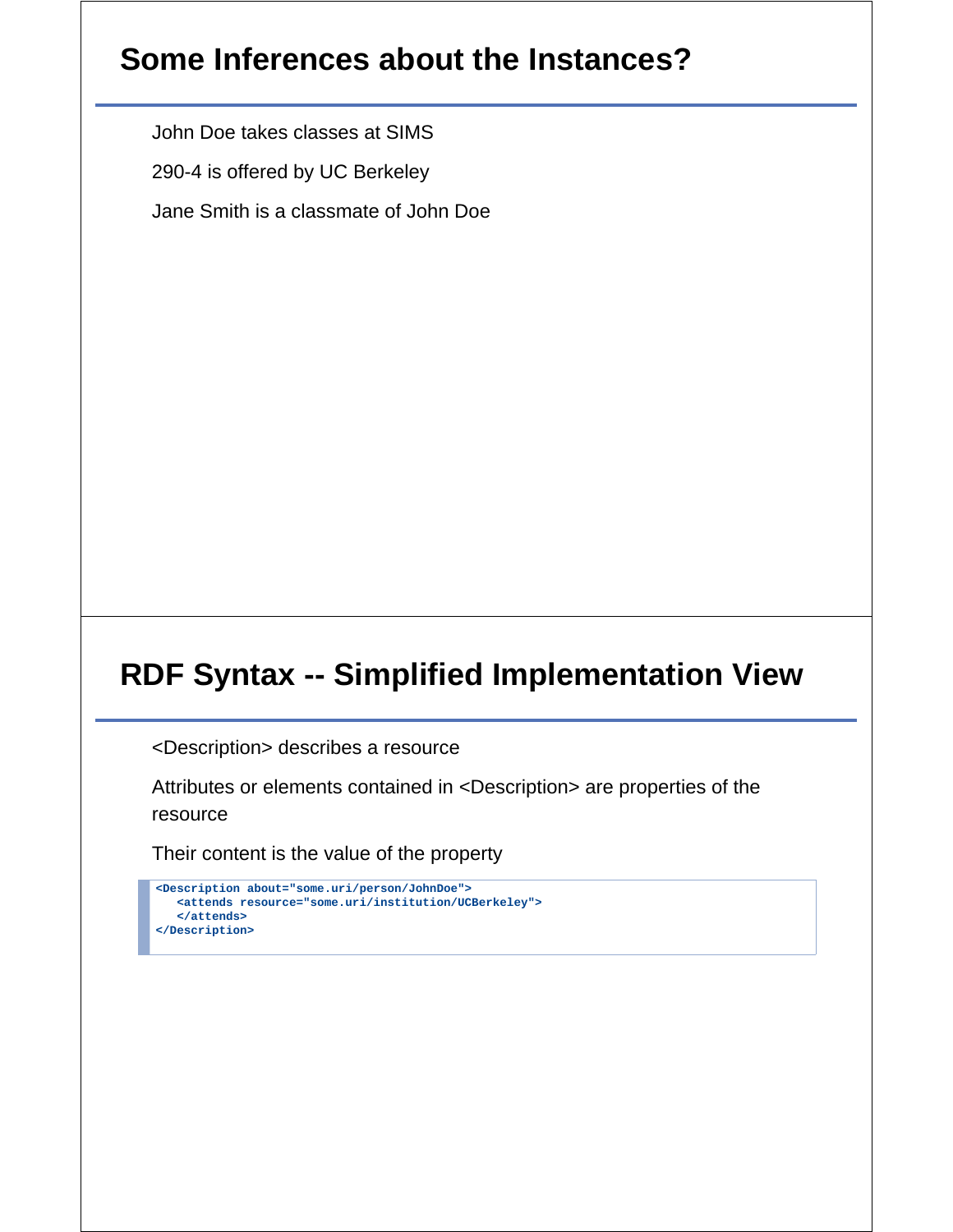## Some Inferences about the Instances?

John Doe takes classes at SIMS

290-4 is offered by UC Berkeley

Jane Smith is a classmate of John Doe

## RDF Syntax -- Simplified Implementation View

<Description> describes a resource

Attributes or elements contained in <Description> are properties of the resource

Their content is the value of the property

```
<Description about="some.uri/person/JohnDoe">
   <attends resource="some.uri/institution/UCBerkeley">
   </attends>
</Description>
```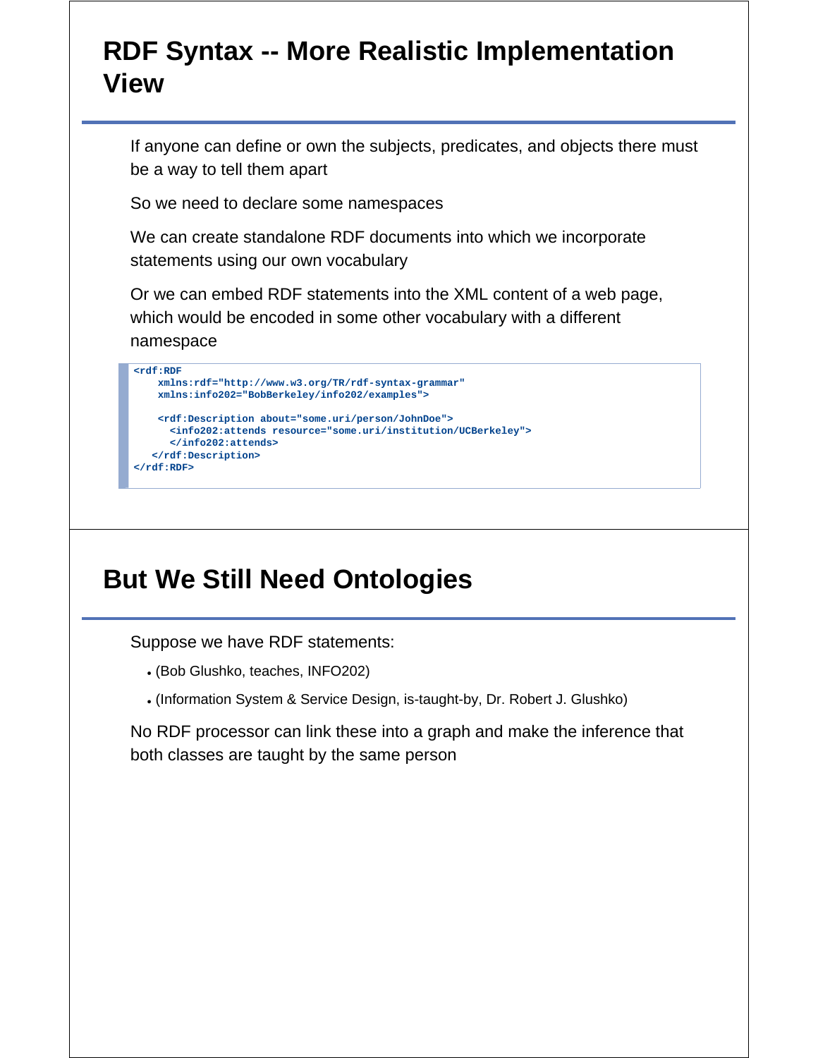# RDF Syntax -- More Realistic Implementation View

If anyone can define or own the subjects, predicates, and objects there must be a way to tell them apart

So we need to declare some namespaces

We can create standalone RDF documents into which we incorporate statements using our own vocabulary

Or we can embed RDF statements into the XML content of a web page, which would be encoded in some other vocabulary with a different namespace

```
<rdf:RDF
    xmlns:rdf="http://www.w3.org/TR/rdf-syntax-grammar"
    xmlns:info202="BobBerkeley/info202/examples">

    <rdf:Description about="some.uri/person/JohnDoe">
      <info202:attends resource="some.uri/institution/UCBerkeley">
      </info202:attends>
   </rdf:Description>
</rdf:RDF>
```

# But We Still Need Ontologies

Suppose we have RDF statements:

- (Bob Glushko, teaches, INFO202)
- (Information System & Service Design, is-taught-by, Dr. Robert J. Glushko)

No RDF processor can link these into a graph and make the inference that both classes are taught by the same person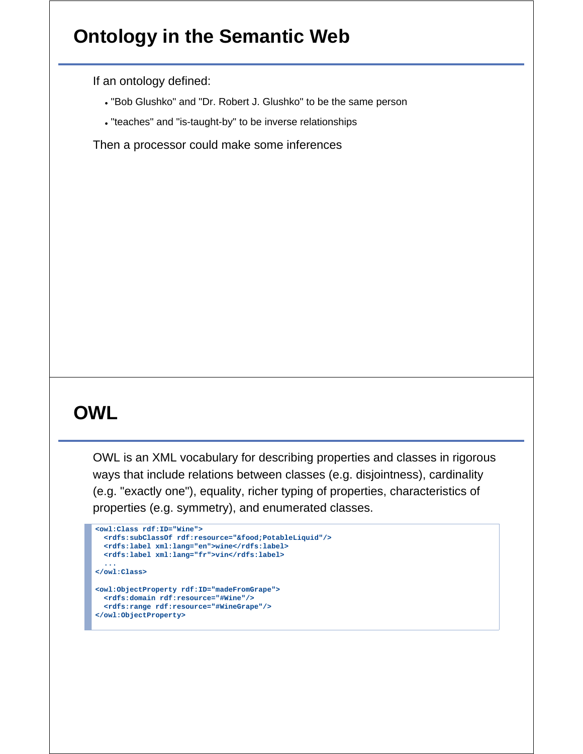# Ontology in the Semantic Web

If an ontology defined:

- "Bob Glushko" and "Dr. Robert J. Glushko" to be the same person
- "teaches" and "is-taught-by" to be inverse relationships

Then a processor could make some inferences

# OWL

OWL is an XML vocabulary for describing properties and classes in rigorous ways that include relations between classes (e.g. disjointness), cardinality (e.g. "exactly one"), equality, richer typing of properties, characteristics of properties (e.g. symmetry), and enumerated classes.

```
<owl:Class rdf:ID="Wine">
  <rdfs:subClassOf rdf:resource="&food;PotableLiquid"/>
  <rdfs:label xml:lang="en">wine</rdfs:label>
  <rdfs:label xml:lang="fr">vin</rdfs:label>
  ...
</owl:Class>

<owl:ObjectProperty rdf:ID="madeFromGrape">
  <rdfs:domain rdf:resource="#Wine"/>
  <rdfs:range rdf:resource="#WineGrape"/>
</owl:ObjectProperty>
```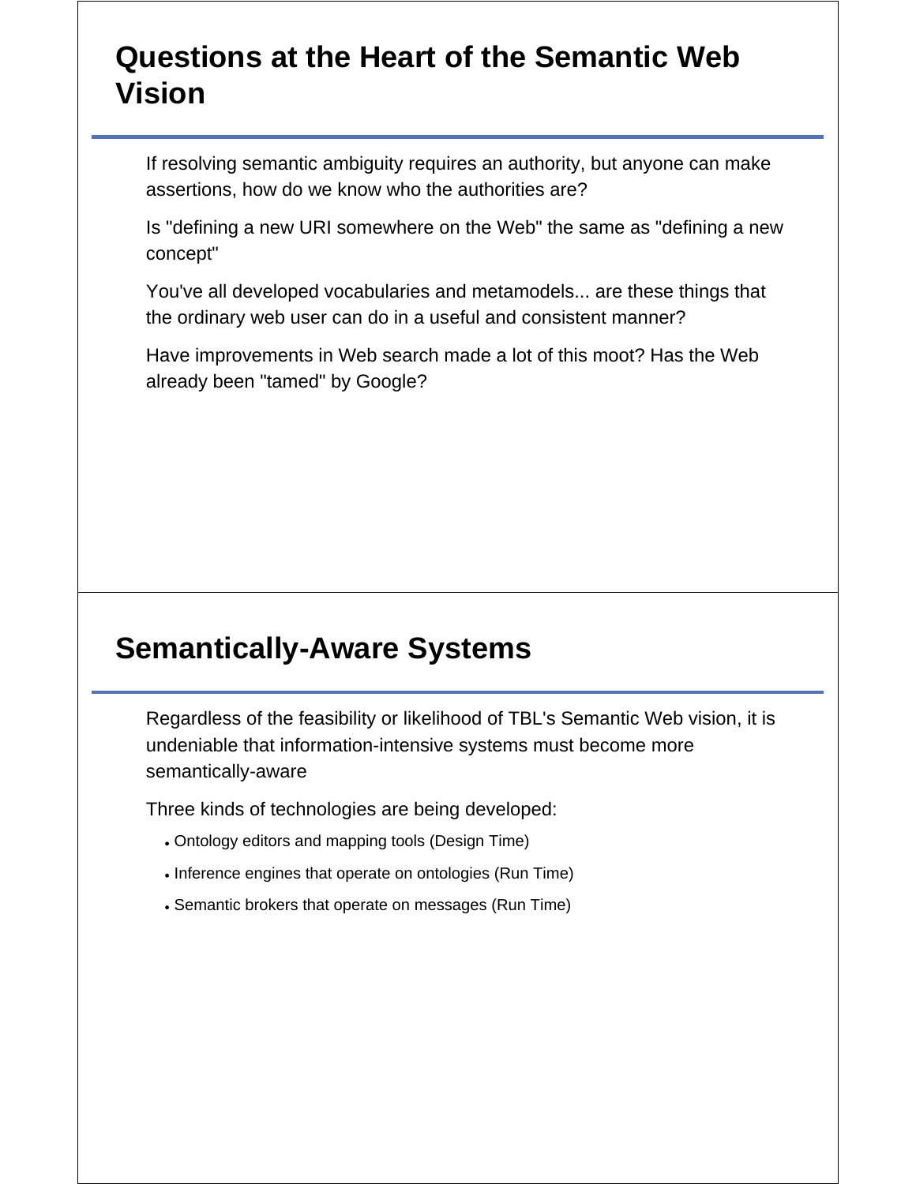## Questions at the Heart of the Semantic Web Vision

If resolving semantic ambiguity requires an authority, but anyone can make assertions, how do we know who the authorities are?

Is "defining a new URI somewhere on the Web" the same as "defining a new concept"

You've all developed vocabularies and metamodels... are these things that the ordinary web user can do in a useful and consistent manner?

Have improvements in Web search made a lot of this moot? Has the Web already been "tamed" by Google?

## Semantically-Aware Systems

Regardless of the feasibility or likelihood of TBL's Semantic Web vision, it is undeniable that information-intensive systems must become more semantically-aware

Three kinds of technologies are being developed:

- Ontology editors and mapping tools (Design Time)
- Inference engines that operate on ontologies (Run Time)
- Semantic brokers that operate on messages (Run Time)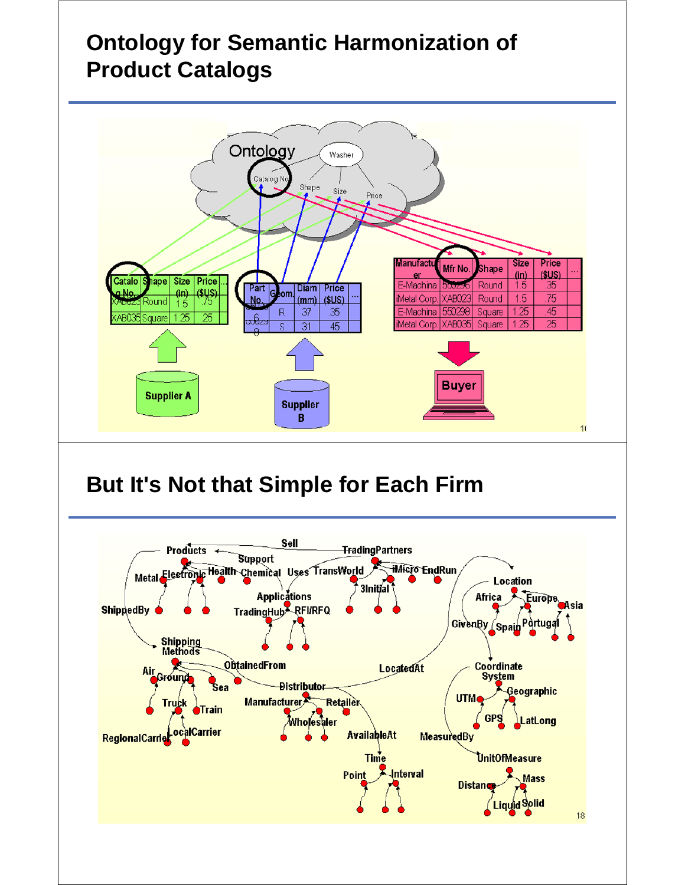## Ontology for Semantic Harmonization of Product Catalogs

## But It's Not that Simple for Each Firm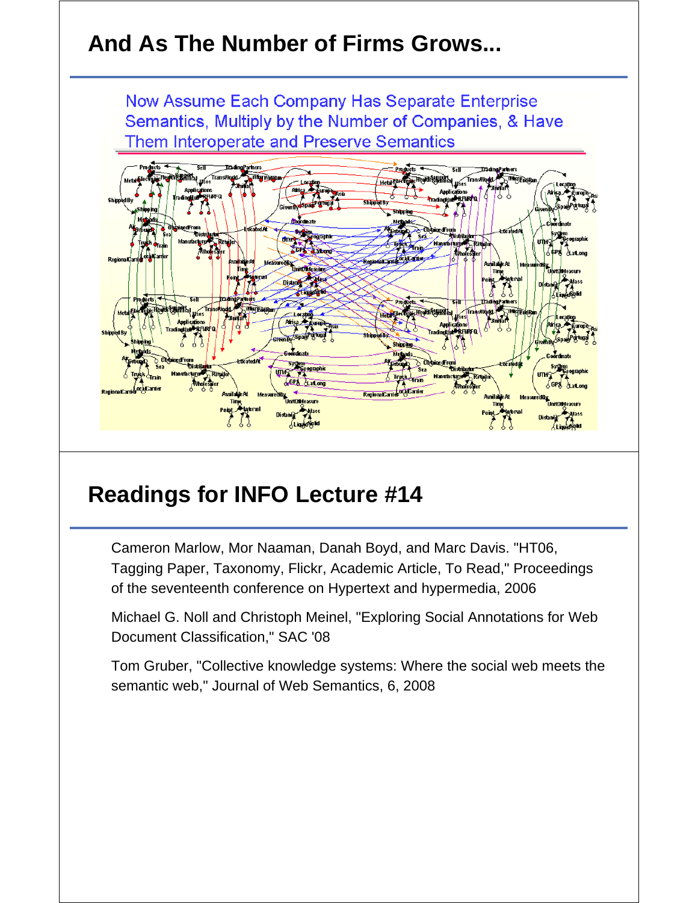## And As The Number of Firms Grows...

Now Assume Each Company Has Separate Enterprise Semantics, Multiply by the Number of Companies, & Have Them Interoperate and Preserve Semantics

## Readings for INFO Lecture #14

Cameron Marlow, Mor Naaman, Danah Boyd, and Marc Davis. "HT06, Tagging Paper, Taxonomy, Flickr, Academic Article, To Read," Proceedings of the seventeenth conference on Hypertext and hypermedia, 2006

Michael G. Noll and Christoph Meinel, "Exploring Social Annotations for Web Document Classification," SAC '08

Tom Gruber, "Collective knowledge systems: Where the social web meets the semantic web," Journal of Web Semantics, 6, 2008